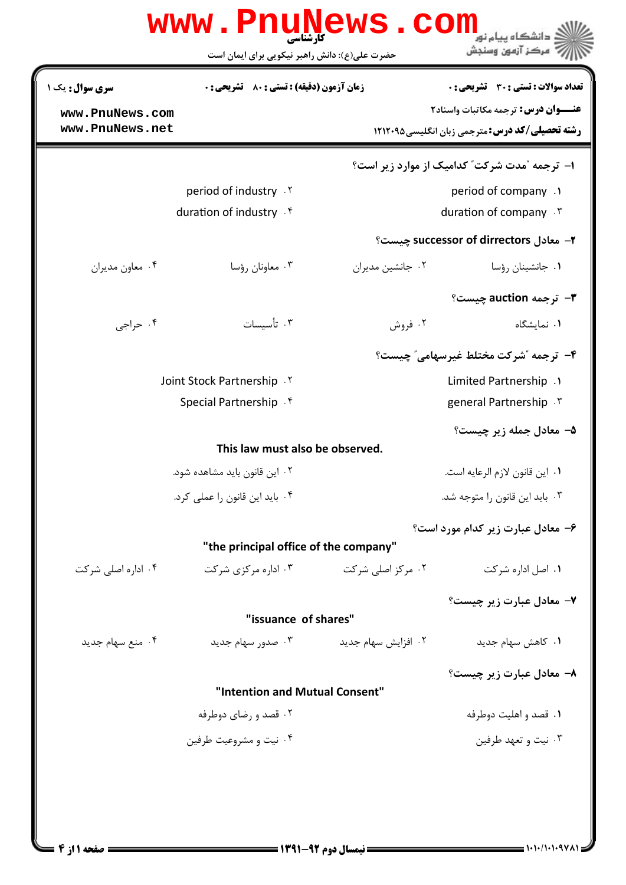کارشناسی

حضرت علی(ع): دانش راهبر نیکویی برای ایمان است

دانشگاه پیام نور
مرکز آزمون وسنجش

**تعداد سوالات : تستی : ۳۰  تشریحی : ۰**
**زمان آزمون (دقیقه) : تستی : ۸۰  تشریحی : ۰**
**سری سوال :** یک ۱

**عنـــوان درس:** ترجمه مکاتبات واسناد۲

**رشته تحصیلی/کد درس:** مترجمی زبان انگلیسی ۱۲۱۲۰۹۵

www.PnuNews.com
www.PnuNews.net

**۱- ترجمه "مدت شرکت" کدامیک از موارد زیر است؟**

۱. period of company
۲. period of industry
۳. duration of company
۴. duration of industry

**۲- معادل successor of dirrectors چیست؟**

۱. جانشینان رؤسا
۲. جانشین مدیران
۳. معاونان رؤسا
۴. معاون مدیران

**۳- ترجمه auction چیست؟**

۱. نمایشگاه
۲. فروش
۳. تأسیسات
۴. حراجی

**۴- ترجمه "شرکت مختلط غیرسهامی" چیست؟**

۱. Limited Partnership
۲. Joint Stock Partnership
۳. general Partnership
۴. Special Partnership

**۵- معادل جمله زیر چیست؟**

**This law must also be observed.**

۱. این قانون لازم الرعایه است.
۲. این قانون باید مشاهده شود.
۳. باید این قانون را متوجه شد.
۴. باید این قانون را عملی کرد.

**۶- معادل عبارت زیر کدام مورد است؟**

**"the principal office of the company"**

۱. اصل اداره شرکت
۲. مرکز اصلی شرکت
۳. اداره مرکزی شرکت
۴. اداره اصلی شرکت

**۷- معادل عبارت زیر چیست؟**

**"issuance of shares"**

۱. کاهش سهام جدید
۲. افزایش سهام جدید
۳. صدور سهام جدید
۴. منع سهام جدید

**۸- معادل عبارت زیر چیست؟**

**"Intention and Mutual Consent"**

۱. قصد و اهلیت دوطرفه
۲. قصد و رضای دوطرفه
۳. نیت و تعهد طرفین
۴. نیت و مشروعیت طرفین

**نیمسال دوم ۹۲-۱۳۹۱**

۱۰۱۰/۱۰۱۰۹۷۸۱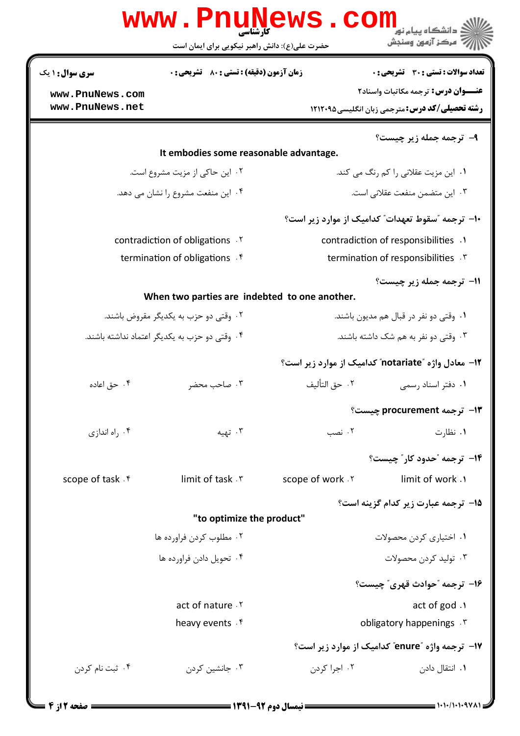۹- ترجمه جمله زیر چیست؟

It embodies some reasonable advantage.

۱. این مزیت عقلانی را کم رنگ می کند.

۲. این حاکی از مزیت مشروع است.

۳. این متضمن منفعت عقلانی است.

۴. این منفعت مشروع را نشان می دهد.

۱۰- ترجمه "سقوط تعهدات" کدامیک از موارد زیر است؟

۱. contradiction of responsibilities

۲. contradiction of obligations

۳. termination of responsibilities

۴. termination of obligations

۱۱- ترجمه جمله زیر چیست؟

When two parties are indebted to one another.

۱. وقتی دو نفر در قبال هم مدیون باشند.

۲. وقتی دو حزب به یکدیگر مقروض باشند.

۳. وقتی دو نفر به هم شک داشته باشند.

۴. وقتی دو حزب به یکدیگر اعتماد نداشته باشند.

۱۲- معادل واژه "notariate" کدامیک از موارد زیر است؟

۱. دفتر اسناد رسمی

۲. حق التألیف

۳. صاحب محضر

۴. حق اعاده

۱۳- ترجمه procurement چیست؟

۱. نظارت

۲. نصب

۳. تهیه

۴. راه اندازی

۱۴- ترجمه "حدود کار" چیست؟

۱. limit of work

۲. scope of work

۳. limit of task

۴. scope of task

۱۵- ترجمه عبارت زیر کدام گزینه است؟

"to optimize the product"

۱. اختیاری کردن محصولات

۲. مطلوب کردن فراورده ها

۳. تولید کردن محصولات

۴. تحویل دادن فراورده ها

۱۶- ترجمه "حوادث قهری" چیست؟

۱. act of god

۲. act of nature

۳. obligatory happenings

۴. heavy events

۱۷- ترجمه واژه "enure" کدامیک از موارد زیر است؟

۱. انتقال دادن

۲. اجرا کردن

۳. جانشین کردن

۴. ثبت نام کردن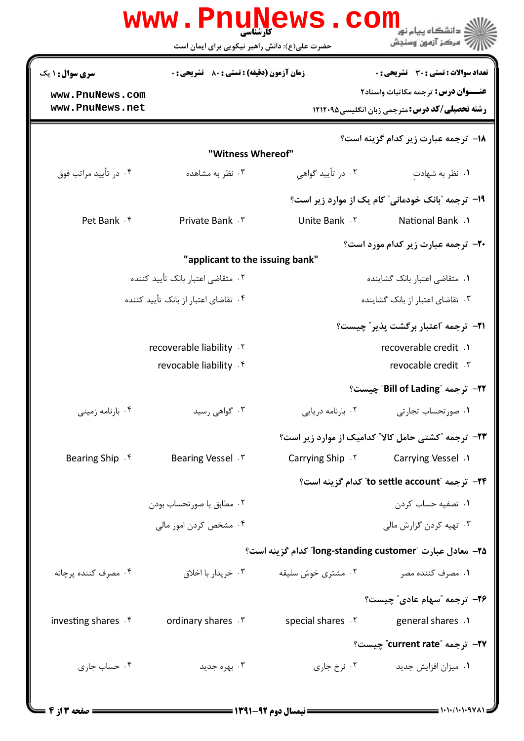۱۸- ترجمه عبارت زیر کدام گزینه است؟

"Witness Whereof"

۱. نظر به شهادتِ

۲. در تأیید گواهیِ

۳. نظر به مشاهده

۴. در تأیید مراتب فوق

۱۹- ترجمه "بانک خودمانی" کام یک از موارد زیر است؟

۱. National Bank

۲. Unite Bank

۳. Private Bank

۴. Pet Bank

۲۰- ترجمه عبارت زیر کدام مورد است؟

"applicant to the issuing bank"

۱. متقاضی اعتبار بانک گشاینده

۲. متقاضی اعتبار بانک تأیید کننده

۳. تقاضای اعتبار از بانک گشاینده

۴. تقاضای اعتبار از بانک تأیید کننده

۲۱- ترجمه "اعتبار برگشت پذیر" چیست؟

۱. recoverable credit

۲. recoverable liability

۳. revocable credit

۴. revocable liability

۲۲- ترجمه "Bill of Lading" چیست؟

۱. صورتحساب تجارتی

۲. بارنامه دریایی

۳. گواهی رسید

۴. بارنامه زمینی

۲۳- ترجمه "کشتی حامل کالا" کدامیک از موارد زیر است؟

۱. Carrying Vessel

۲. Carrying Ship

۳. Bearing Vessel

۴. Bearing Ship

۲۴- ترجمه "to settle account" کدام گزینه است؟

۱. تصفیه حساب کردن

۲. مطابق با صورتحساب بودن

۳. تهیه کردن گزارش مالی

۴. مشخص کردن امور مالی

۲۵- معادل عبارت "long-standing customer" کدام گزینه است؟

۱. مصرف کننده مصر

۲. مشتری خوش سلیقه

۳. خریدار با اخلاق

۴. مصرف کننده پرچانه

۲۶- ترجمه "سهام عادی" چیست؟

۱. general shares

۲. special shares

۳. ordinary shares

۴. investing shares

۲۷- ترجمه "current rate" چیست؟

۱. میزان افزایش جدید

۲. نرخ جاری

۳. بهره جدید

۴. حساب جاری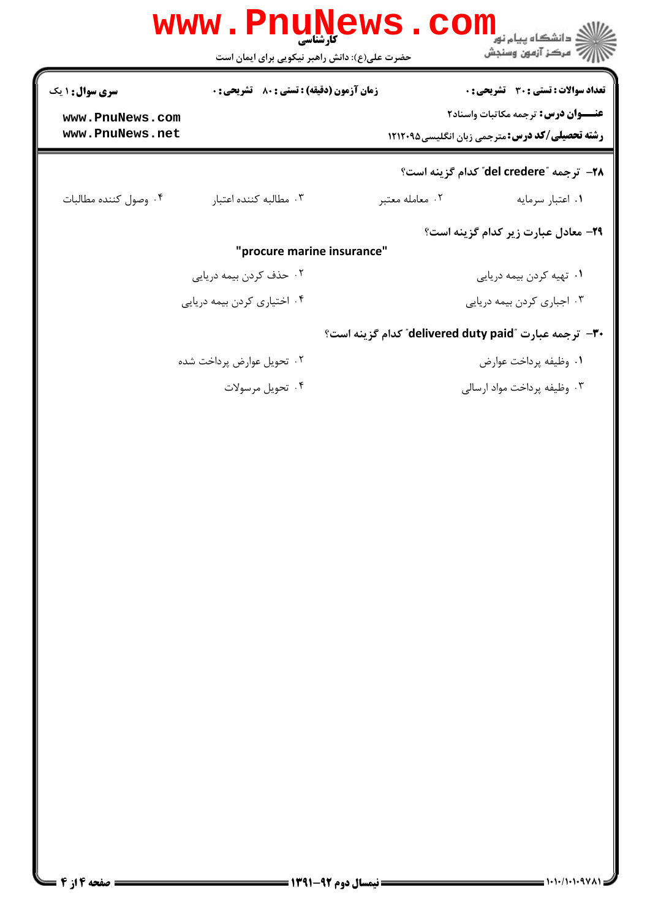۲۸- ترجمه "del credere" کدام گزینه است؟

۱. اعتبار سرمایه
۲. معامله معتبر
۳. مطالبه کننده اعتبار
۴. وصول کننده مطالبات

۲۹- معادل عبارت زیر کدام گزینه است؟

"procure marine insurance"

۱. تهیه کردن بیمه دریایی
۲. حذف کردن بیمه دریایی
۳. اجباری کردن بیمه دریایی
۴. اختیاری کردن بیمه دریایی

۳۰- ترجمه عبارت "delivered duty paid" کدام گزینه است؟

۱. وظیفه پرداخت عوارض
۲. تحویل عوارض پرداخت شده
۳. وظیفه پرداخت مواد ارسالی
۴. تحویل مرسولات